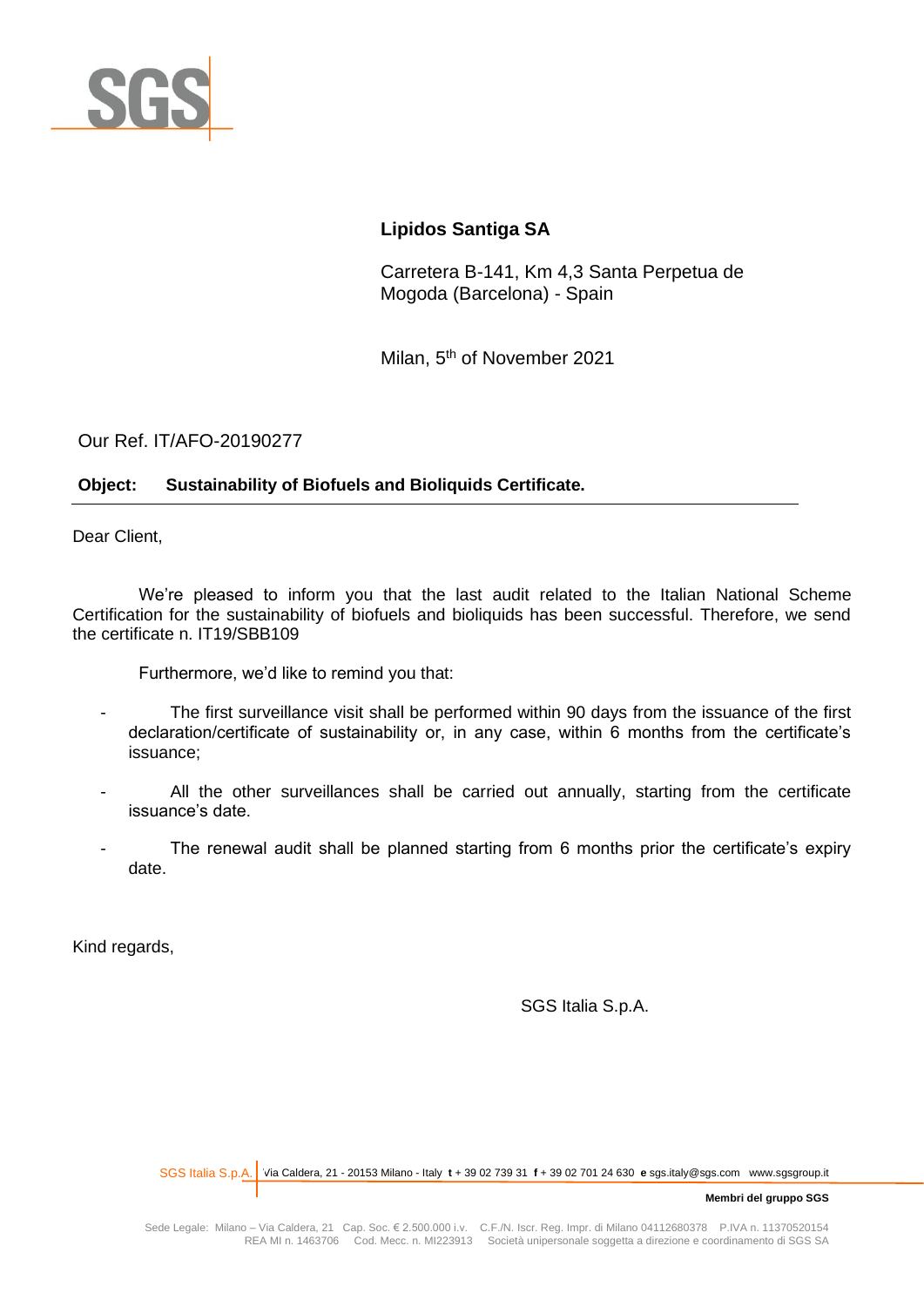**Lipidos Santiga SA**

Carretera B-141, Km 4,3 Santa Perpetua de Mogoda (Barcelona) - Spain

Milan, 5th of November 2021

Our Ref. IT/AFO-20190277

**Object: Sustainability of Biofuels and Bioliquids Certificate.**

Dear Client,

We're pleased to inform you that the last audit related to the Italian National Scheme Certification for the sustainability of biofuels and bioliquids has been successful. Therefore, we send the certificate n. IT19/SBB109

Furthermore, we'd like to remind you that:

- The first surveillance visit shall be performed within 90 days from the issuance of the first declaration/certificate of sustainability or, in any case, within 6 months from the certificate's issuance;
- All the other surveillances shall be carried out annually, starting from the certificate issuance's date.
- The renewal audit shall be planned starting from 6 months prior the certificate's expiry date.

Kind regards,

SGS Italia S.p.A.

SGS Italia S.p.A. Via Caldera, 21 - 20153 Milano - Italy **t** + 39 02 739 31 **f** + 39 02 701 24 630 **e** sgs.italy@sgs.com www.sgsgroup.it

**Membri del gruppo SGS**

Sede Legale: Milano – Via Caldera, 21 Cap. Soc. € 2.500.000 i.v. C.F./N. Iscr. Reg. Impr. di Milano 04112680378 P.IVA n. 11370520154 REA MI n. 1463706 Cod. Mecc. n. MI223913 Società unipersonale soggetta a direzione e coordinamento di SGS SA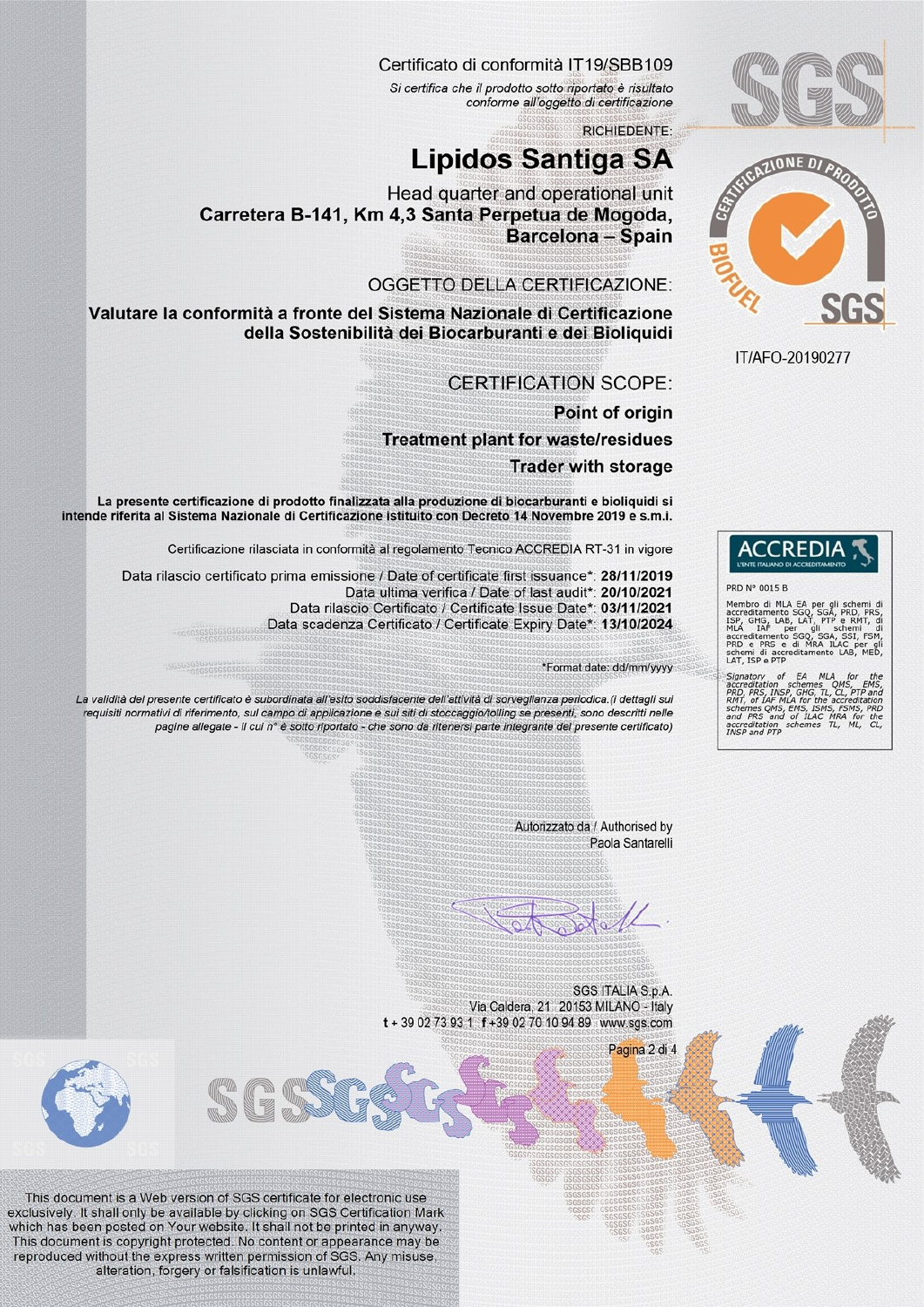Certificato di conformità IT19/SBB109

*Si certifica che il prodotto sotto riportato è risultato conforme all'oggetto di certificazione*

RICHIEDENTE:

# Lipidos Santiga SA

Head quarter and operational unit

**Carretera B-141, Km 4,3 Santa Perpetua de Mogoda, Barcelona – Spain**

IT/AFO-20190277

OGGETTO DELLA CERTIFICAZIONE:

**Valutare la conformità a fronte del Sistema Nazionale di Certificazione della Sostenibilità dei Biocarburanti e dei Bioliquidi**

CERTIFICATION SCOPE:

**Point of origin**

**Treatment plant for waste/residues**

**Trader with storage**

**La presente certificazione di prodotto finalizzata alla produzione di biocarburanti e bioliquidi si intende riferita al Sistema Nazionale di Certificazione istituito con Decreto 14 Novembre 2019 e s.m.i.**

Certificazione rilasciata in conformità al regolamento Tecnico ACCREDIA RT-31 in vigore

Data rilascio certificato prima emissione / Date of certificate first issuance*: **28/11/2019**

Data ultima verifica / Date of last audit*: **20/10/2021**

Data rilascio Certificato / Certificate Issue Date*: **03/11/2021**

Data scadenza Certificato / Certificate Expiry Date*: **13/10/2024**

*Format date: dd/mm/yyyy

*La validità del presente certificato è subordinata all'esito soddisfacente dell'attività di sorveglianza periodica.(i dettagli sui requisiti normativi di riferimento, sul campo di applicazione e sui siti di stoccaggio/tolling se presenti, sono descritti nelle pagine allegate - il cui n° è sotto riportato - che sono da ritenersi parte integrante del presente certificato)*

ACCREDIA L'ENTE ITALIANO DI ACCREDITAMENTO

PRD N° 0015 B

Membro di MLA EA per gli schemi di accreditamento SGQ, SGA, PRD, PRS, ISP, GHG, LAB, LAT, PTP e RMT, di MLA IAF per gli schemi di accreditamento SGQ, SGA, SSI, FSM, PRD e PRS e di MRA ILAC per gli schemi di accreditamento LAB, MED, LAT, ISP e PTP

Signatory of EA MLA for the accreditation schemes QMS, EMS, PRD, PRS, INSP, GHG, TL, CL, PTP and RMT, of IAF MLA for the accreditation schemes QMS, EMS, ISMS, FSMS, PRD and PRS and of ILAC MRA for the accreditation schemes TL, ML, CL, INSP and PTP

Autorizzato da / Authorised by
Paola Santarelli

SGS ITALIA S.p.A.
Via Caldera, 21 20153 MILANO - Italy
t + 39 02 73 93 1 f +39 02 70 10 94 89 www.sgs.com

This document is a Web version of SGS certificate for electronic use exclusively. It shall only be available by clicking on SGS Certification Mark which has been posted on Your website. It shall not be printed in anyway. This document is copyright protected. No content or appearance may be reproduced without the express written permission of SGS. Any misuse, alteration, forgery or falsification is unlawful.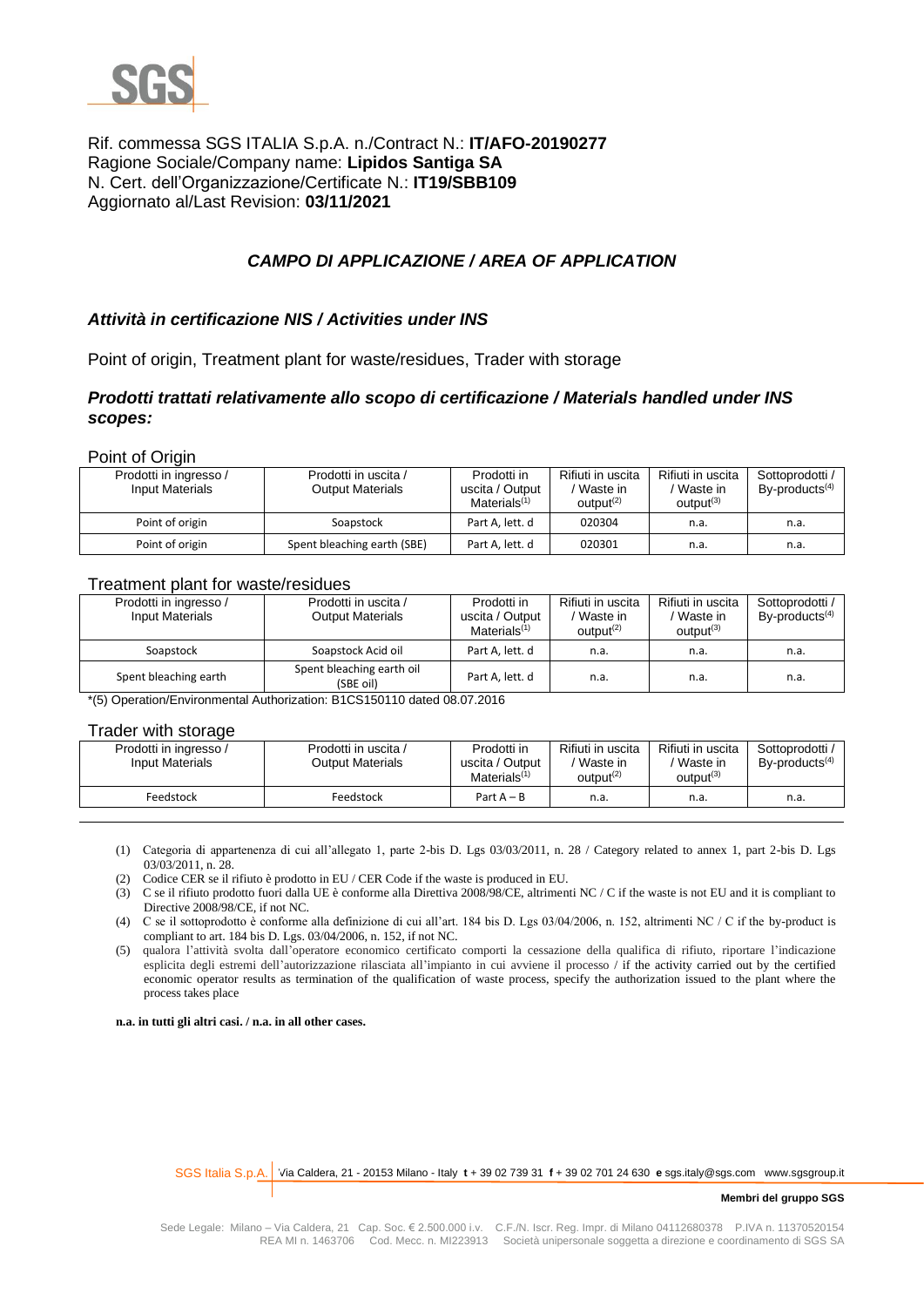Rif. commessa SGS ITALIA S.p.A. n./Contract N.: **IT/AFO-20190277**
Ragione Sociale/Company name: **Lipidos Santiga SA**
N. Cert. dell'Organizzazione/Certificate N.: **IT19/SBB109**
Aggiornato al/Last Revision: **03/11/2021**

## *CAMPO DI APPLICAZIONE / AREA OF APPLICATION*

### *Attività in certificazione NIS / Activities under INS*

Point of origin, Treatment plant for waste/residues, Trader with storage

### *Prodotti trattati relativamente allo scopo di certificazione / Materials handled under INS scopes:*

Point of Origin

| Prodotti in ingresso / Input Materials | Prodotti in uscita / Output Materials | Prodotti in uscita / Output Materials(1) | Rifiuti in uscita / Waste in output(2) | Rifiuti in uscita / Waste in output(3) | Sottoprodotti / By-products(4) |
|---|---|---|---|---|---|
| Point of origin | Soapstock | Part A, lett. d | 020304 | n.a. | n.a. |
| Point of origin | Spent bleaching earth (SBE) | Part A, lett. d | 020301 | n.a. | n.a. |

Treatment plant for waste/residues

| Prodotti in ingresso / Input Materials | Prodotti in uscita / Output Materials | Prodotti in uscita / Output Materials(1) | Rifiuti in uscita / Waste in output(2) | Rifiuti in uscita / Waste in output(3) | Sottoprodotti / By-products(4) |
|---|---|---|---|---|---|
| Soapstock | Soapstock Acid oil | Part A, lett. d | n.a. | n.a. | n.a. |
| Spent bleaching earth | Spent bleaching earth oil (SBE oil) | Part A, lett. d | n.a. | n.a. | n.a. |

*(5) Operation/Environmental Authorization: B1CS150110 dated 08.07.2016

Trader with storage

| Prodotti in ingresso / Input Materials | Prodotti in uscita / Output Materials | Prodotti in uscita / Output Materials(1) | Rifiuti in uscita / Waste in output(2) | Rifiuti in uscita / Waste in output(3) | Sottoprodotti / By-products(4) |
|---|---|---|---|---|---|
| Feedstock | Feedstock | Part A – B | n.a. | n.a. | n.a. |

(1) Categoria di appartenenza di cui all'allegato 1, parte 2-bis D. Lgs 03/03/2011, n. 28 / Category related to annex 1, part 2-bis D. Lgs 03/03/2011, n. 28.
(2) Codice CER se il rifiuto è prodotto in EU / CER Code if the waste is produced in EU.
(3) C se il rifiuto prodotto fuori dalla UE è conforme alla Direttiva 2008/98/CE, altrimenti NC / C if the waste is not EU and it is compliant to Directive 2008/98/CE, if not NC.
(4) C se il sottoprodotto è conforme alla definizione di cui all'art. 184 bis D. Lgs 03/04/2006, n. 152, altrimenti NC / C if the by-product is compliant to art. 184 bis D. Lgs. 03/04/2006, n. 152, if not NC.
(5) qualora l'attività svolta dall'operatore economico certificato comporti la cessazione della qualifica di rifiuto, riportare l'indicazione esplicita degli estremi dell'autorizzazione rilasciata all'impianto in cui avviene il processo / if the activity carried out by the certified economic operator results as termination of the qualification of waste process, specify the authorization issued to the plant where the process takes place

**n.a. in tutti gli altri casi. / n.a. in all other cases.**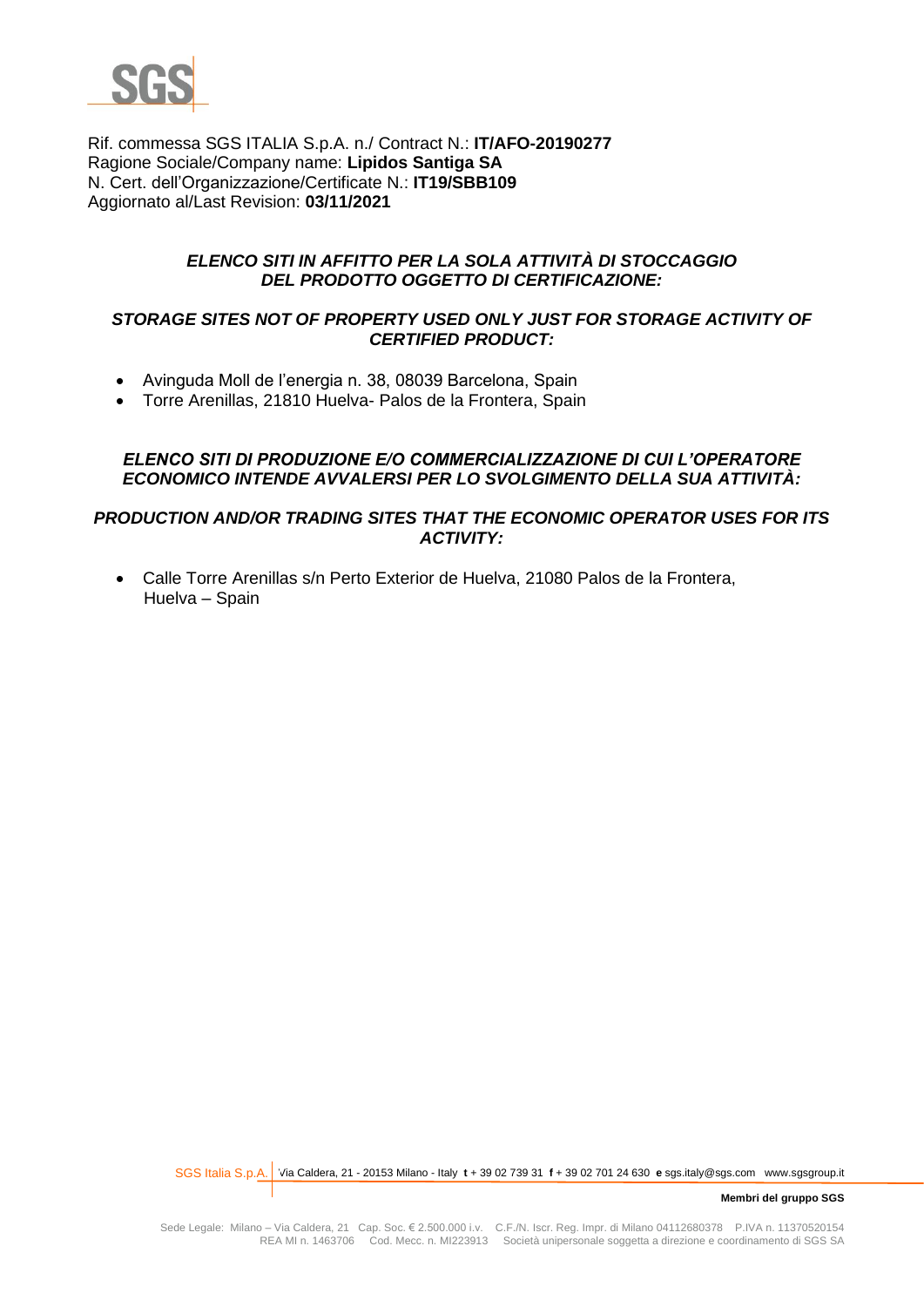Rif. commessa SGS ITALIA S.p.A. n./ Contract N.: **IT/AFO-20190277**
Ragione Sociale/Company name: **Lipidos Santiga SA**
N. Cert. dell'Organizzazione/Certificate N.: **IT19/SBB109**
Aggiornato al/Last Revision: **03/11/2021**

***ELENCO SITI IN AFFITTO PER LA SOLA ATTIVITÀ DI STOCCAGGIO DEL PRODOTTO OGGETTO DI CERTIFICAZIONE:***

***STORAGE SITES NOT OF PROPERTY USED ONLY JUST FOR STORAGE ACTIVITY OF CERTIFIED PRODUCT:***

- Avinguda Moll de l'energia n. 38, 08039 Barcelona, Spain
- Torre Arenillas, 21810 Huelva- Palos de la Frontera, Spain

***ELENCO SITI DI PRODUZIONE E/O COMMERCIALIZZAZIONE DI CUI L'OPERATORE ECONOMICO INTENDE AVVALERSI PER LO SVOLGIMENTO DELLA SUA ATTIVITÀ:***

***PRODUCTION AND/OR TRADING SITES THAT THE ECONOMIC OPERATOR USES FOR ITS ACTIVITY:***

- Calle Torre Arenillas s/n Perto Exterior de Huelva, 21080 Palos de la Frontera, Huelva – Spain